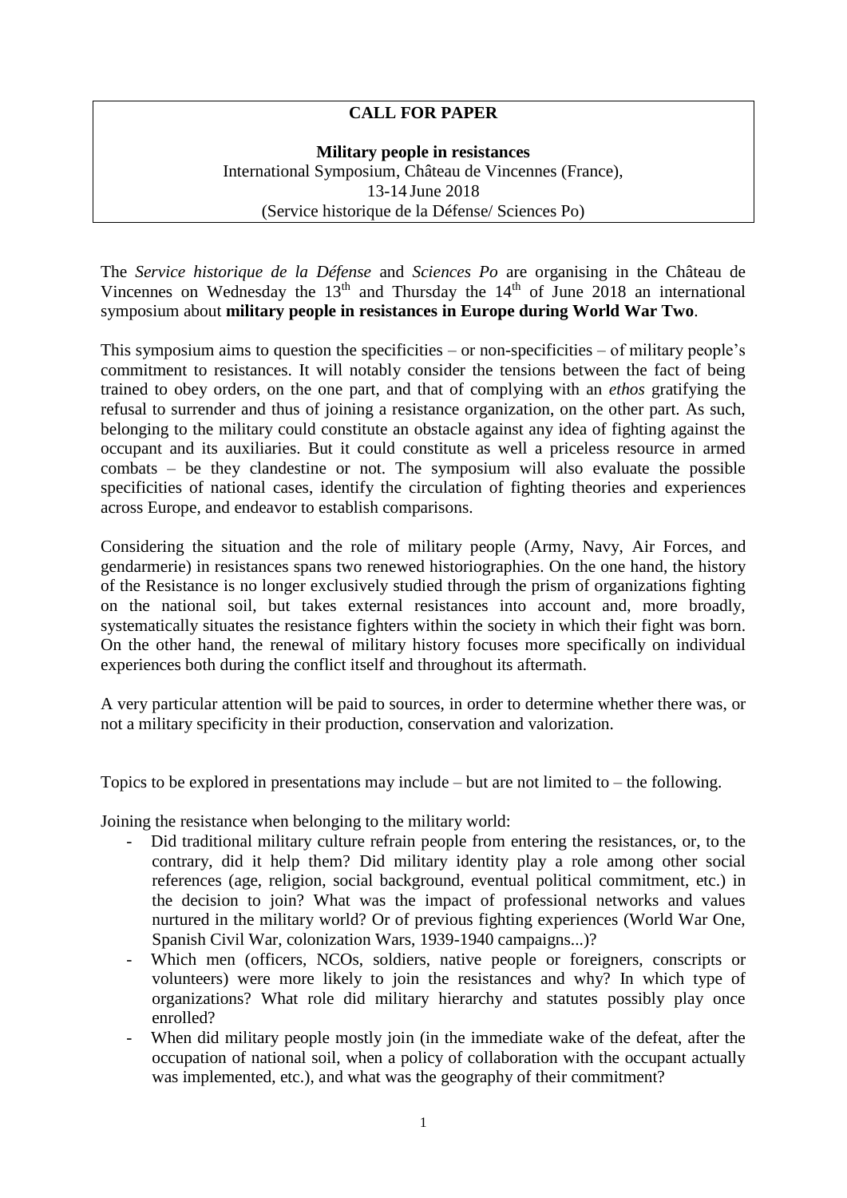**CALL FOR PAPER**

**Military people in resistances**
International Symposium, Château de Vincennes (France),
13-14 June 2018
(Service historique de la Défense/ Sciences Po)

The *Service historique de la Défense* and *Sciences Po* are organising in the Château de Vincennes on Wednesday the 13th and Thursday the 14th of June 2018 an international symposium about **military people in resistances in Europe during World War Two**.

This symposium aims to question the specificities – or non-specificities – of military people's commitment to resistances. It will notably consider the tensions between the fact of being trained to obey orders, on the one part, and that of complying with an *ethos* gratifying the refusal to surrender and thus of joining a resistance organization, on the other part. As such, belonging to the military could constitute an obstacle against any idea of fighting against the occupant and its auxiliaries. But it could constitute as well a priceless resource in armed combats – be they clandestine or not. The symposium will also evaluate the possible specificities of national cases, identify the circulation of fighting theories and experiences across Europe, and endeavor to establish comparisons.

Considering the situation and the role of military people (Army, Navy, Air Forces, and gendarmerie) in resistances spans two renewed historiographies. On the one hand, the history of the Resistance is no longer exclusively studied through the prism of organizations fighting on the national soil, but takes external resistances into account and, more broadly, systematically situates the resistance fighters within the society in which their fight was born. On the other hand, the renewal of military history focuses more specifically on individual experiences both during the conflict itself and throughout its aftermath.

A very particular attention will be paid to sources, in order to determine whether there was, or not a military specificity in their production, conservation and valorization.

Topics to be explored in presentations may include – but are not limited to – the following.

Joining the resistance when belonging to the military world:

- Did traditional military culture refrain people from entering the resistances, or, to the contrary, did it help them? Did military identity play a role among other social references (age, religion, social background, eventual political commitment, etc.) in the decision to join? What was the impact of professional networks and values nurtured in the military world? Or of previous fighting experiences (World War One, Spanish Civil War, colonization Wars, 1939-1940 campaigns...)?
- Which men (officers, NCOs, soldiers, native people or foreigners, conscripts or volunteers) were more likely to join the resistances and why? In which type of organizations? What role did military hierarchy and statutes possibly play once enrolled?
- When did military people mostly join (in the immediate wake of the defeat, after the occupation of national soil, when a policy of collaboration with the occupant actually was implemented, etc.), and what was the geography of their commitment?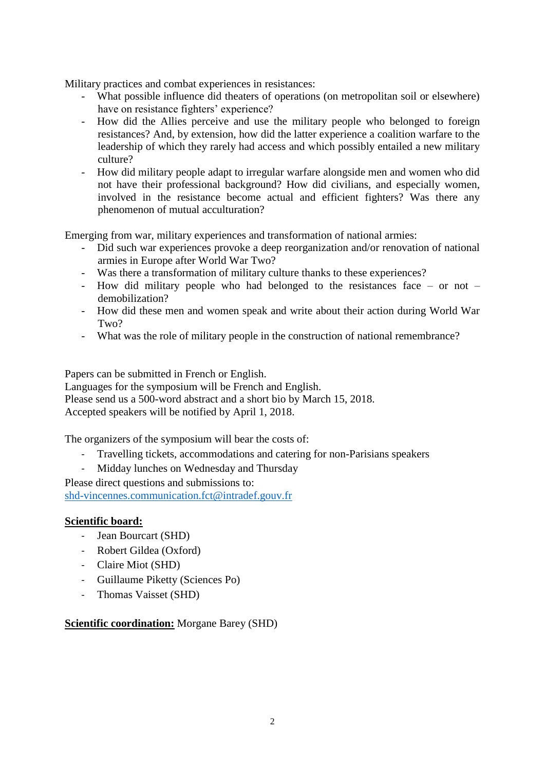Military practices and combat experiences in resistances:

- What possible influence did theaters of operations (on metropolitan soil or elsewhere) have on resistance fighters' experience?
- How did the Allies perceive and use the military people who belonged to foreign resistances? And, by extension, how did the latter experience a coalition warfare to the leadership of which they rarely had access and which possibly entailed a new military culture?
- How did military people adapt to irregular warfare alongside men and women who did not have their professional background? How did civilians, and especially women, involved in the resistance become actual and efficient fighters? Was there any phenomenon of mutual acculturation?

Emerging from war, military experiences and transformation of national armies:

- Did such war experiences provoke a deep reorganization and/or renovation of national armies in Europe after World War Two?
- Was there a transformation of military culture thanks to these experiences?
- How did military people who had belonged to the resistances face – or not – demobilization?
- How did these men and women speak and write about their action during World War Two?
- What was the role of military people in the construction of national remembrance?

Papers can be submitted in French or English.
Languages for the symposium will be French and English.
Please send us a 500-word abstract and a short bio by March 15, 2018.
Accepted speakers will be notified by April 1, 2018.

The organizers of the symposium will bear the costs of:

- Travelling tickets, accommodations and catering for non-Parisians speakers
- Midday lunches on Wednesday and Thursday

Please direct questions and submissions to:
shd-vincennes.communication.fct@intradef.gouv.fr

**Scientific board:**

- Jean Bourcart (SHD)
- Robert Gildea (Oxford)
- Claire Miot (SHD)
- Guillaume Piketty (Sciences Po)
- Thomas Vaisset (SHD)

**Scientific coordination:** Morgane Barey (SHD)